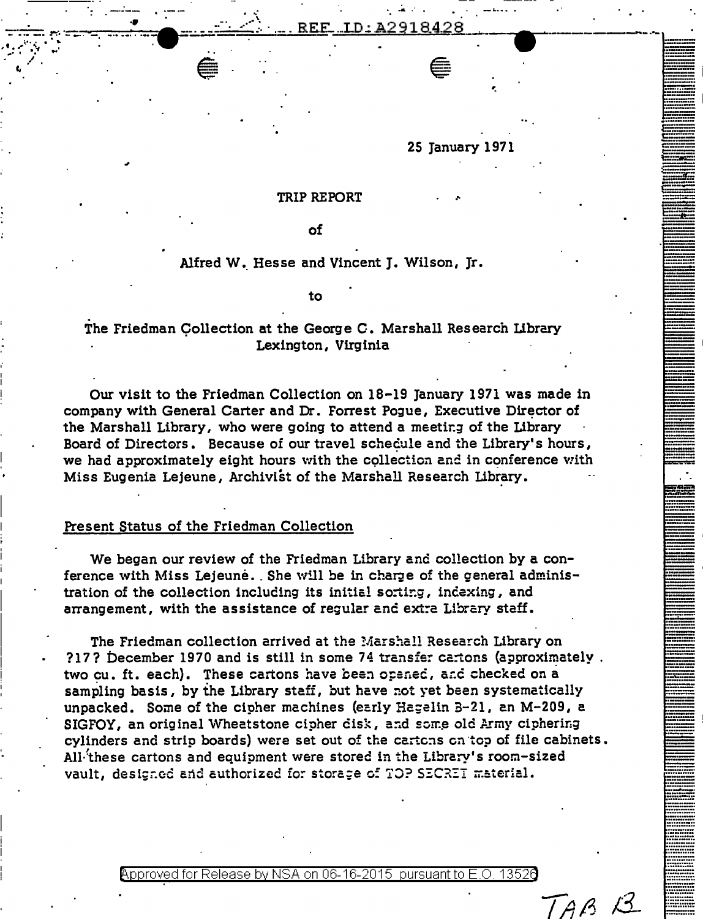25 January 1971

TRIP REPORT

of

Alfred W. Hesse and Vincent J. Wilson, Jr.

to

The Friedman Collection at the George C. Marshall Research Library
Lexington, Virginia

Our visit to the Friedman Collection on 18-19 January 1971 was made in company with General Carter and Dr. Forrest Pogue, Executive Director of the Marshall Library, who were going to attend a meeting of the Library Board of Directors. Because of our travel schedule and the Library's hours, we had approximately eight hours with the collection and in conference with Miss Eugenia Lejeune, Archivist of the Marshall Research Library.

## Present Status of the Friedman Collection

We began our review of the Friedman Library and collection by a conference with Miss Lejeune. She will be in charge of the general administration of the collection including its initial sorting, indexing, and arrangement, with the assistance of regular and extra Library staff.

The Friedman collection arrived at the Marshall Research Library on ?17? December 1970 and is still in some 74 transfer cartons (approximately two cu. ft. each). These cartons have been opened, and checked on a sampling basis, by the Library staff, but have not yet been systematically unpacked. Some of the cipher machines (early Hagelin B-21, an M-209, a SIGFOY, an original Wheatstone cipher disk, and some old Army ciphering cylinders and strip boards) were set out of the cartons on top of file cabinets. All these cartons and equipment were stored in the Library's room-sized vault, designed and authorized for storage of TOP SECRET material.

TAB B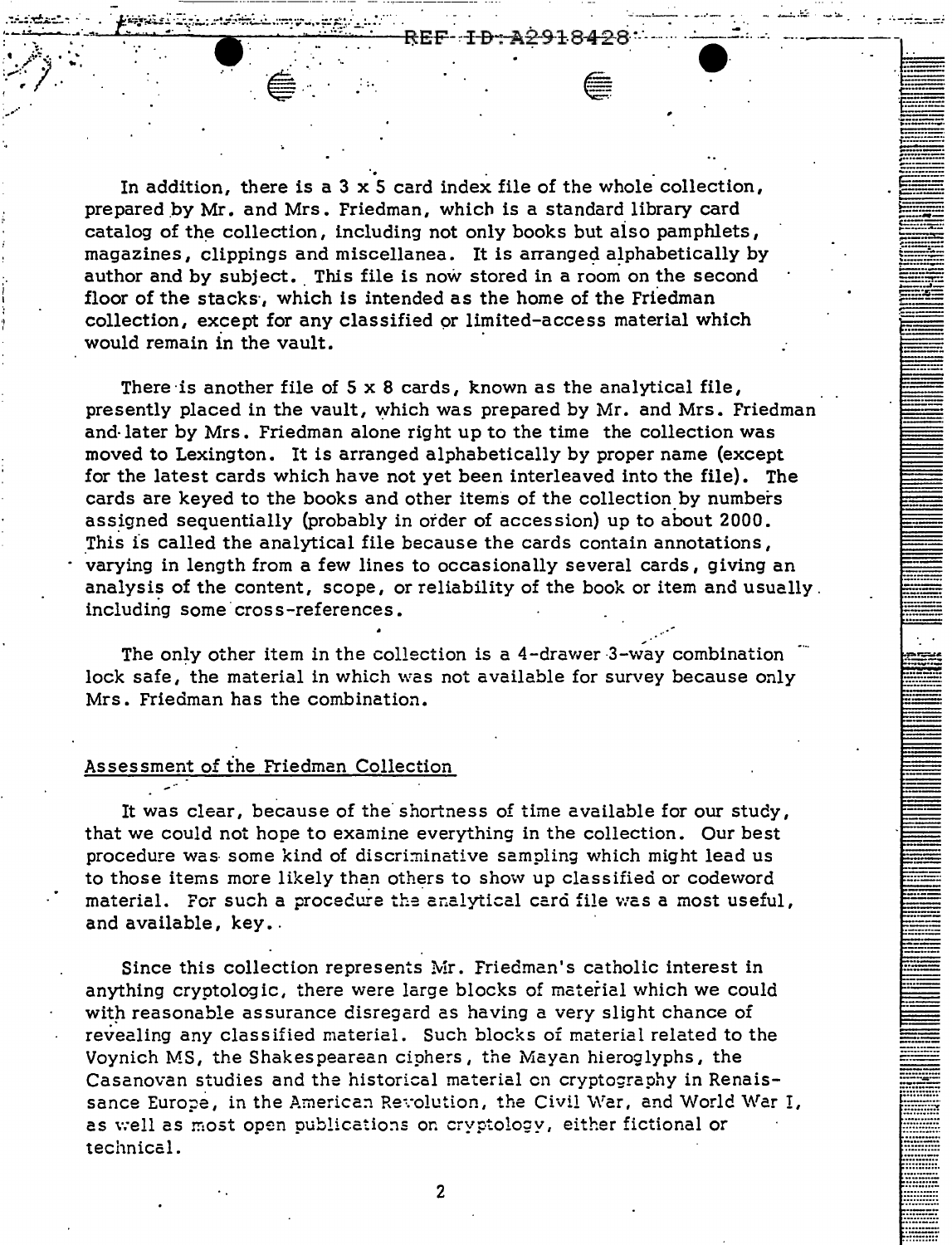In addition, there is a 3 x 5 card index file of the whole collection, prepared by Mr. and Mrs. Friedman, which is a standard library card catalog of the collection, including not only books but also pamphlets, magazines, clippings and miscellanea. It is arranged alphabetically by author and by subject. This file is now stored in a room on the second floor of the stacks, which is intended as the home of the Friedman collection, except for any classified or limited-access material which would remain in the vault.

There is another file of 5 x 8 cards, known as the analytical file, presently placed in the vault, which was prepared by Mr. and Mrs. Friedman and later by Mrs. Friedman alone right up to the time the collection was moved to Lexington. It is arranged alphabetically by proper name (except for the latest cards which have not yet been interleaved into the file). The cards are keyed to the books and other items of the collection by numbers assigned sequentially (probably in order of accession) up to about 2000. This is called the analytical file because the cards contain annotations, varying in length from a few lines to occasionally several cards, giving an analysis of the content, scope, or reliability of the book or item and usually including some cross-references.

The only other item in the collection is a 4-drawer 3-way combination lock safe, the material in which was not available for survey because only Mrs. Friedman has the combination.

## Assessment of the Friedman Collection

It was clear, because of the shortness of time available for our study, that we could not hope to examine everything in the collection. Our best procedure was some kind of discriminative sampling which might lead us to those items more likely than others to show up classified or codeword material. For such a procedure the analytical card file was a most useful, and available, key.

Since this collection represents Mr. Friedman's catholic interest in anything cryptologic, there were large blocks of material which we could with reasonable assurance disregard as having a very slight chance of revealing any classified material. Such blocks of material related to the Voynich MS, the Shakespearean ciphers, the Mayan hieroglyphs, the Casanovan studies and the historical material on cryptography in Renaissance Europe, in the American Revolution, the Civil War, and World War I, as well as most open publications on cryptology, either fictional or technical.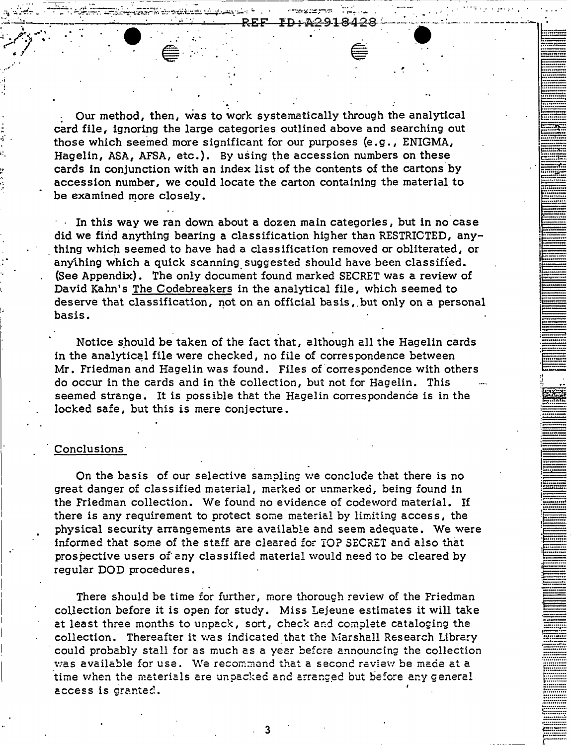Our method, then, was to work systematically through the analytical card file, ignoring the large categories outlined above and searching out those which seemed more significant for our purposes (e.g., ENIGMA, Hagelin, ASA, AFSA, etc.). By using the accession numbers on these cards in conjunction with an index list of the contents of the cartons by accession number, we could locate the carton containing the material to be examined more closely.

In this way we ran down about a dozen main categories, but in no case did we find anything bearing a classification higher than RESTRICTED, anything which seemed to have had a classification removed or obliterated, or anything which a quick scanning suggested should have been classified. (See Appendix). The only document found marked SECRET was a review of David Kahn's The Codebreakers in the analytical file, which seemed to deserve that classification, not on an official basis, but only on a personal basis.

Notice should be taken of the fact that, although all the Hagelin cards in the analytical file were checked, no file of correspondence between Mr. Friedman and Hagelin was found. Files of correspondence with others do occur in the cards and in the collection, but not for Hagelin. This seemed strange. It is possible that the Hagelin correspondence is in the locked safe, but this is mere conjecture.

## Conclusions

On the basis of our selective sampling we conclude that there is no great danger of classified material, marked or unmarked, being found in the Friedman collection. We found no evidence of codeword material. If there is any requirement to protect some material by limiting access, the physical security arrangements are available and seem adequate. We were informed that some of the staff are cleared for TOP SECRET and also that prospective users of any classified material would need to be cleared by regular DOD procedures.

There should be time for further, more thorough review of the Friedman collection before it is open for study. Miss Lejeune estimates it will take at least three months to unpack, sort, check and complete cataloging the collection. Thereafter it was indicated that the Marshall Research Library could probably stall for as much as a year before announcing the collection was available for use. We recommend that a second review be made at a time when the materials are unpacked and arranged but before any general access is granted.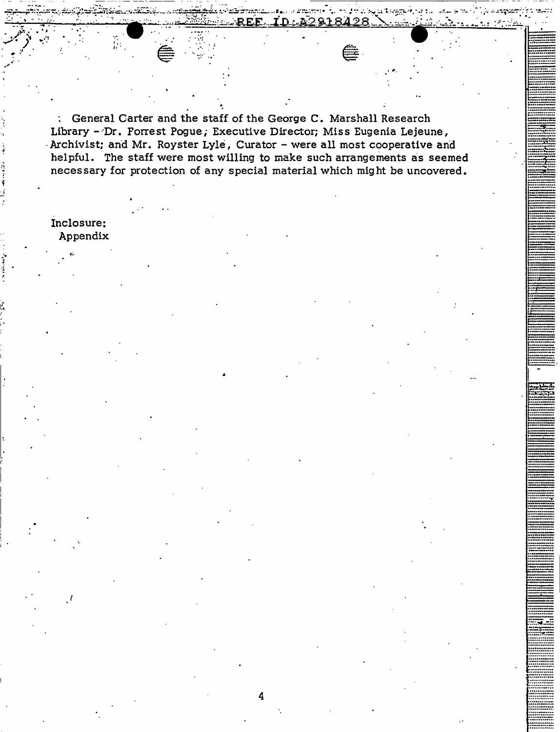General Carter and the staff of the George C. Marshall Research Library - Dr. Forrest Pogue, Executive Director; Miss Eugenia Lejeune, Archivist; and Mr. Royster Lyle, Curator - were all most cooperative and helpful. The staff were most willing to make such arrangements as seemed necessary for protection of any special material which might be uncovered.

Inclosure:
Appendix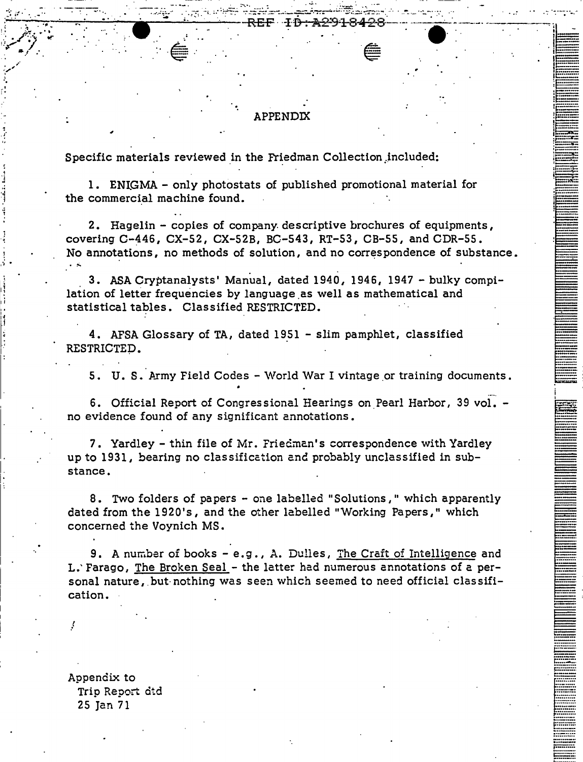## APPENDIX

Specific materials reviewed in the Friedman Collection included:

1. ENIGMA - only photostats of published promotional material for the commercial machine found.

2. Hagelin - copies of company descriptive brochures of equipments, covering C-446, CX-52, CX-52B, BC-543, RT-53, CB-55, and CDR-55. No annotations, no methods of solution, and no correspondence of substance.

3. ASA Cryptanalysts' Manual, dated 1940, 1946, 1947 - bulky compilation of letter frequencies by language as well as mathematical and statistical tables. Classified RESTRICTED.

4. AFSA Glossary of TA, dated 1951 - slim pamphlet, classified RESTRICTED.

5. U. S. Army Field Codes - World War I vintage or training documents.

6. Official Report of Congressional Hearings on Pearl Harbor, 39 vol. - no evidence found of any significant annotations.

7. Yardley - thin file of Mr. Friedman's correspondence with Yardley up to 1931, bearing no classification and probably unclassified in substance.

8. Two folders of papers - one labelled "Solutions," which apparently dated from the 1920's, and the other labelled "Working Papers," which concerned the Voynich MS.

9. A number of books - e.g., A. Dulles, The Craft of Intelligence and L. Farago, The Broken Seal - the latter had numerous annotations of a personal nature, but nothing was seen which seemed to need official classification.

Appendix to
Trip Report dtd
25 Jan 71